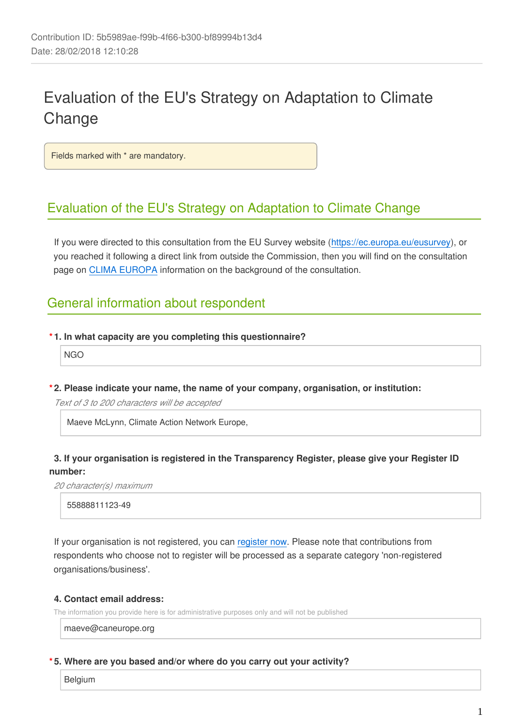Contribution ID: 5b5989ae-f99b-4f66-b300-bf89994b13d4
Date: 28/02/2018 12:10:28

# Evaluation of the EU's Strategy on Adaptation to Climate Change

Fields marked with * are mandatory.

## Evaluation of the EU's Strategy on Adaptation to Climate Change

If you were directed to this consultation from the EU Survey website (https://ec.europa.eu/eusurvey), or you reached it following a direct link from outside the Commission, then you will find on the consultation page on CLIMA EUROPA information on the background of the consultation.

## General information about respondent

**\*1. In what capacity are you completing this questionnaire?**

NGO

**\*2. Please indicate your name, the name of your company, organisation, or institution:**

*Text of 3 to 200 characters will be accepted*

Maeve McLynn, Climate Action Network Europe,

**3. If your organisation is registered in the Transparency Register, please give your Register ID number:**

*20 character(s) maximum*

55888811123-49

If your organisation is not registered, you can register now. Please note that contributions from respondents who choose not to register will be processed as a separate category 'non-registered organisations/business'.

**4. Contact email address:**

The information you provide here is for administrative purposes only and will not be published

maeve@caneurope.org

**\*5. Where are you based and/or where do you carry out your activity?**

Belgium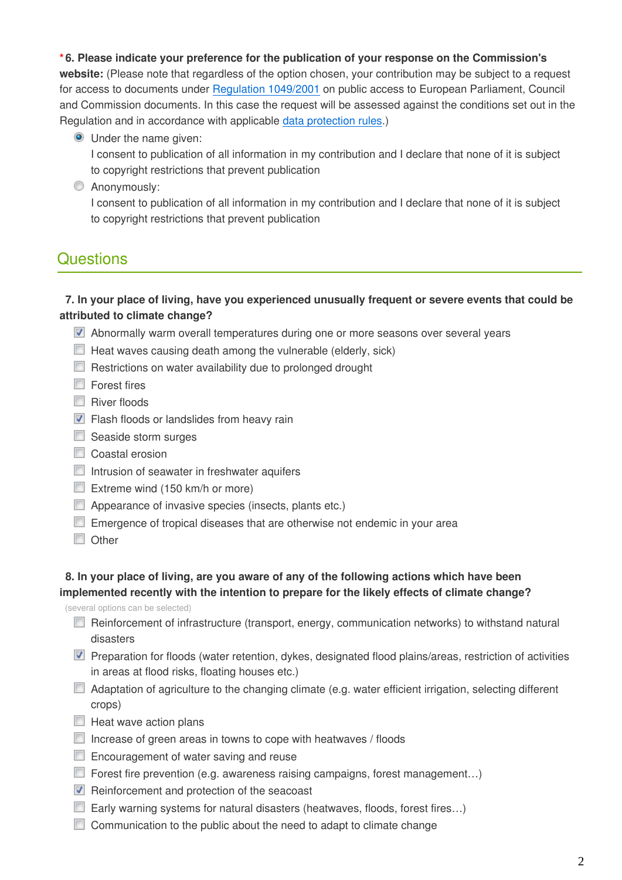**\*6. Please indicate your preference for the publication of your response on the Commission's website:** (Please note that regardless of the option chosen, your contribution may be subject to a request for access to documents under [Regulation 1049/2001]() on public access to European Parliament, Council and Commission documents. In this case the request will be assessed against the conditions set out in the Regulation and in accordance with applicable [data protection rules]().)

- (●) Under the name given:
  I consent to publication of all information in my contribution and I declare that none of it is subject to copyright restrictions that prevent publication
- ( ) Anonymously:
  I consent to publication of all information in my contribution and I declare that none of it is subject to copyright restrictions that prevent publication

## Questions

**7. In your place of living, have you experienced unusually frequent or severe events that could be attributed to climate change?**

- [x] Abnormally warm overall temperatures during one or more seasons over several years
- [ ] Heat waves causing death among the vulnerable (elderly, sick)
- [ ] Restrictions on water availability due to prolonged drought
- [ ] Forest fires
- [ ] River floods
- [x] Flash floods or landslides from heavy rain
- [ ] Seaside storm surges
- [ ] Coastal erosion
- [ ] Intrusion of seawater in freshwater aquifers
- [ ] Extreme wind (150 km/h or more)
- [ ] Appearance of invasive species (insects, plants etc.)
- [ ] Emergence of tropical diseases that are otherwise not endemic in your area
- [ ] Other

**8. In your place of living, are you aware of any of the following actions which have been implemented recently with the intention to prepare for the likely effects of climate change?**

(several options can be selected)

- [ ] Reinforcement of infrastructure (transport, energy, communication networks) to withstand natural disasters
- [x] Preparation for floods (water retention, dykes, designated flood plains/areas, restriction of activities in areas at flood risks, floating houses etc.)
- [ ] Adaptation of agriculture to the changing climate (e.g. water efficient irrigation, selecting different crops)
- [ ] Heat wave action plans
- [ ] Increase of green areas in towns to cope with heatwaves / floods
- [ ] Encouragement of water saving and reuse
- [ ] Forest fire prevention (e.g. awareness raising campaigns, forest management…)
- [x] Reinforcement and protection of the seacoast
- [ ] Early warning systems for natural disasters (heatwaves, floods, forest fires…)
- [ ] Communication to the public about the need to adapt to climate change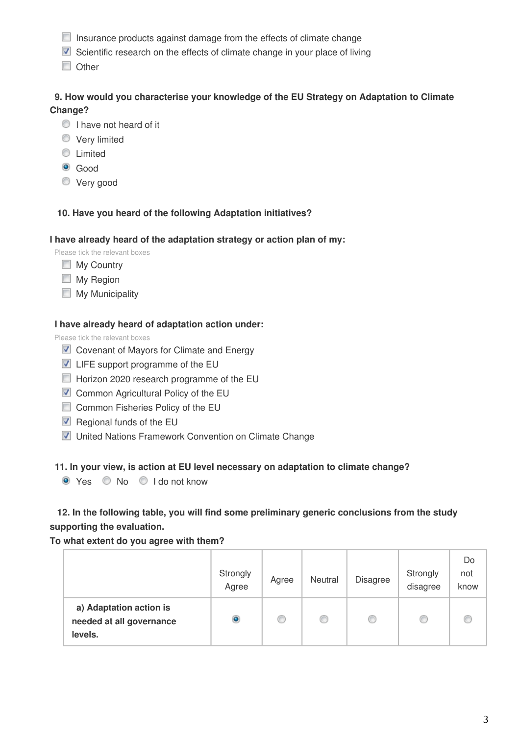- [ ] Insurance products against damage from the effects of climate change
- [x] Scientific research on the effects of climate change in your place of living
- [ ] Other

**9. How would you characterise your knowledge of the EU Strategy on Adaptation to Climate Change?**

- ○ I have not heard of it
- ○ Very limited
- ○ Limited
- ● Good
- ○ Very good

**10. Have you heard of the following Adaptation initiatives?**

**I have already heard of the adaptation strategy or action plan of my:**

Please tick the relevant boxes

- [ ] My Country
- [ ] My Region
- [ ] My Municipality

**I have already heard of adaptation action under:**

Please tick the relevant boxes

- [x] Covenant of Mayors for Climate and Energy
- [x] LIFE support programme of the EU
- [ ] Horizon 2020 research programme of the EU
- [x] Common Agricultural Policy of the EU
- [ ] Common Fisheries Policy of the EU
- [x] Regional funds of the EU
- [x] United Nations Framework Convention on Climate Change

**11. In your view, is action at EU level necessary on adaptation to climate change?**

● Yes ○ No ○ I do not know

**12. In the following table, you will find some preliminary generic conclusions from the study supporting the evaluation.**
**To what extent do you agree with them?**

| | Strongly Agree | Agree | Neutral | Disagree | Strongly disagree | Do not know |
|---|---|---|---|---|---|---|
| **a) Adaptation action is needed at all governance levels.** | ● | ○ | ○ | ○ | ○ | ○ |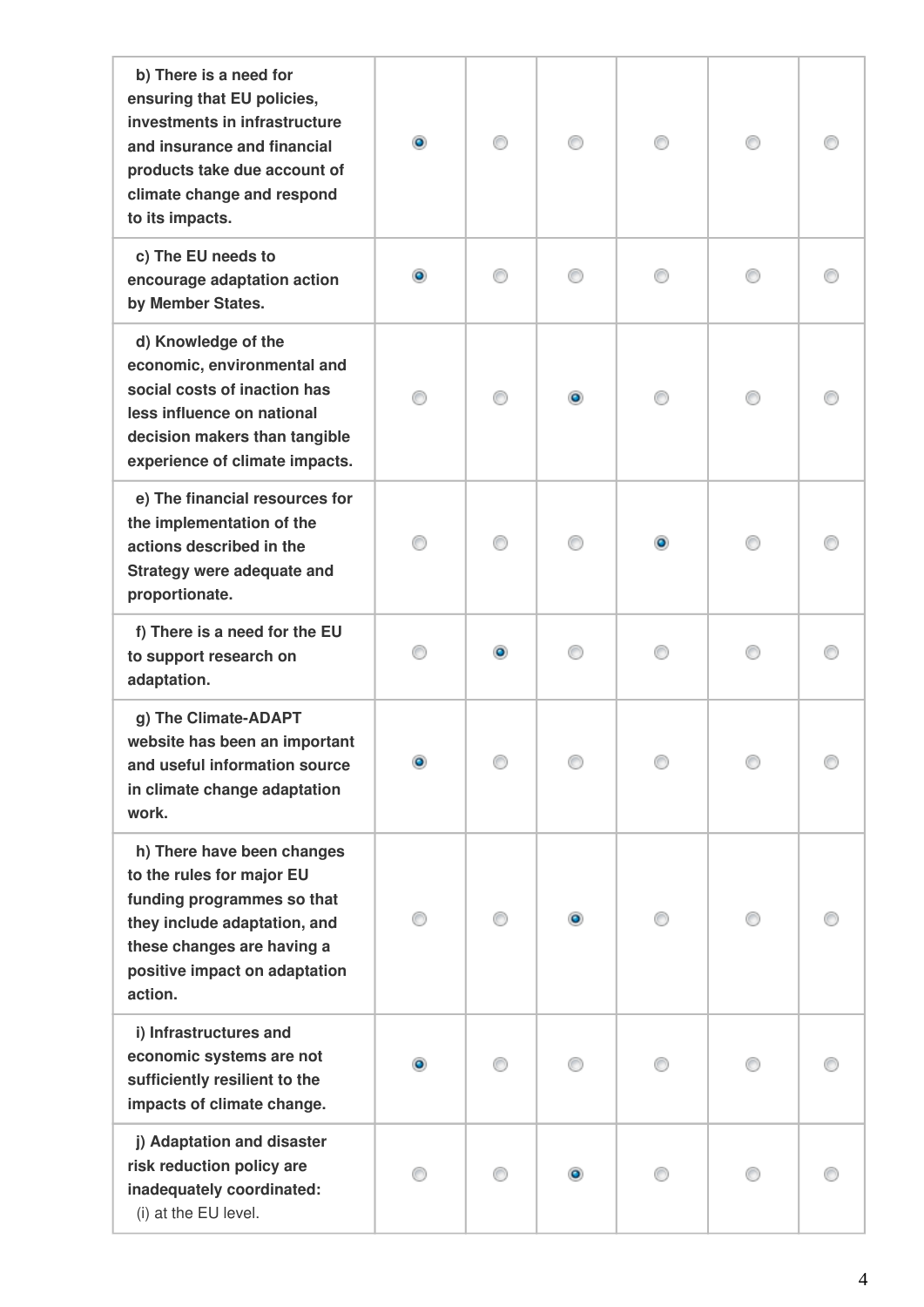| | | | | | | |
|---|---|---|---|---|---|---|
| **b) There is a need for ensuring that EU policies, investments in infrastructure and insurance and financial products take due account of climate change and respond to its impacts.** | ● | ○ | ○ | ○ | ○ | ○ |
| **c) The EU needs to encourage adaptation action by Member States.** | ● | ○ | ○ | ○ | ○ | ○ |
| **d) Knowledge of the economic, environmental and social costs of inaction has less influence on national decision makers than tangible experience of climate impacts.** | ○ | ○ | ● | ○ | ○ | ○ |
| **e) The financial resources for the implementation of the actions described in the Strategy were adequate and proportionate.** | ○ | ○ | ○ | ● | ○ | ○ |
| **f) There is a need for the EU to support research on adaptation.** | ○ | ● | ○ | ○ | ○ | ○ |
| **g) The Climate-ADAPT website has been an important and useful information source in climate change adaptation work.** | ● | ○ | ○ | ○ | ○ | ○ |
| **h) There have been changes to the rules for major EU funding programmes so that they include adaptation, and these changes are having a positive impact on adaptation action.** | ○ | ○ | ● | ○ | ○ | ○ |
| **i) Infrastructures and economic systems are not sufficiently resilient to the impacts of climate change.** | ● | ○ | ○ | ○ | ○ | ○ |
| **j) Adaptation and disaster risk reduction policy are inadequately coordinated:** (i) at the EU level. | ○ | ○ | ● | ○ | ○ | ○ |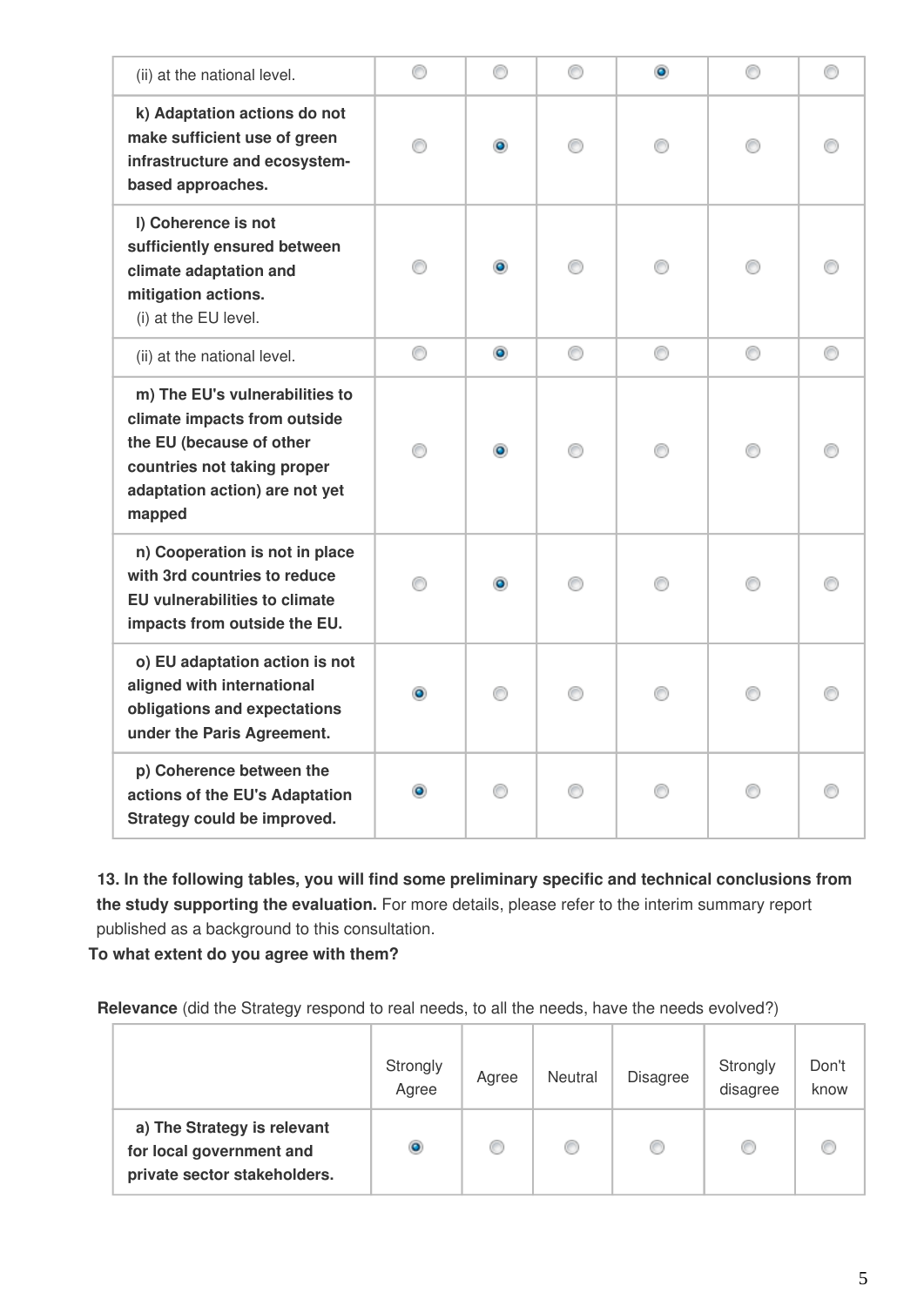| | | | | | | |
|---|---|---|---|---|---|---|
| (ii) at the national level. | ◯ | ◯ | ◯ | ◉ | ◯ | ◯ |
| **k) Adaptation actions do not make sufficient use of green infrastructure and ecosystem-based approaches.** | ◯ | ◉ | ◯ | ◯ | ◯ | ◯ |
| **l) Coherence is not sufficiently ensured between climate adaptation and mitigation actions.** (i) at the EU level. | ◯ | ◉ | ◯ | ◯ | ◯ | ◯ |
| (ii) at the national level. | ◯ | ◉ | ◯ | ◯ | ◯ | ◯ |
| **m) The EU's vulnerabilities to climate impacts from outside the EU (because of other countries not taking proper adaptation action) are not yet mapped** | ◯ | ◉ | ◯ | ◯ | ◯ | ◯ |
| **n) Cooperation is not in place with 3rd countries to reduce EU vulnerabilities to climate impacts from outside the EU.** | ◯ | ◉ | ◯ | ◯ | ◯ | ◯ |
| **o) EU adaptation action is not aligned with international obligations and expectations under the Paris Agreement.** | ◉ | ◯ | ◯ | ◯ | ◯ | ◯ |
| **p) Coherence between the actions of the EU's Adaptation Strategy could be improved.** | ◉ | ◯ | ◯ | ◯ | ◯ | ◯ |

**13. In the following tables, you will find some preliminary specific and technical conclusions from the study supporting the evaluation.** For more details, please refer to the interim summary report published as a background to this consultation.

**To what extent do you agree with them?**

**Relevance** (did the Strategy respond to real needs, to all the needs, have the needs evolved?)

| | Strongly Agree | Agree | Neutral | Disagree | Strongly disagree | Don't know |
|---|---|---|---|---|---|---|
| **a) The Strategy is relevant for local government and private sector stakeholders.** | ◉ | ◯ | ◯ | ◯ | ◯ | ◯ |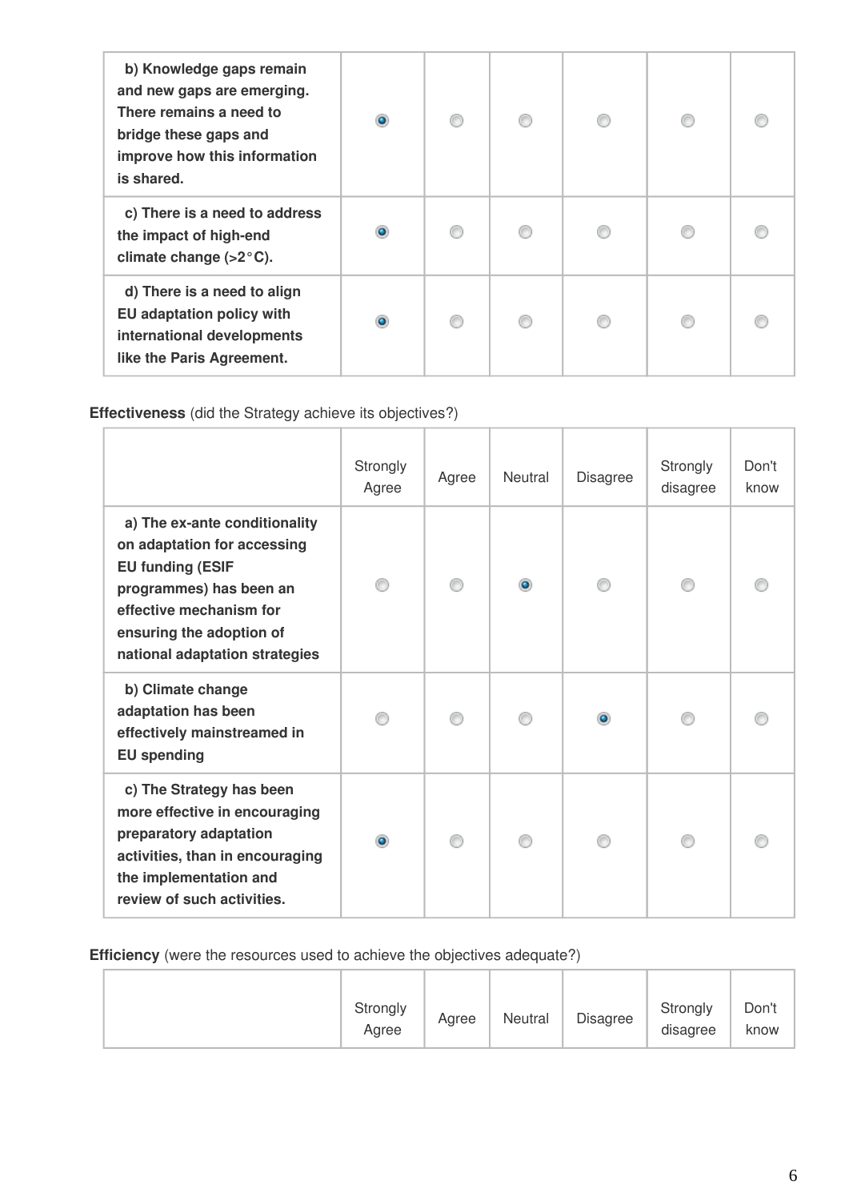| | | | | | | |
|---|---|---|---|---|---|---|
| **b) Knowledge gaps remain and new gaps are emerging. There remains a need to bridge these gaps and improve how this information is shared.** | ◉ | ○ | ○ | ○ | ○ | ○ |
| **c) There is a need to address the impact of high-end climate change (>2°C).** | ◉ | ○ | ○ | ○ | ○ | ○ |
| **d) There is a need to align EU adaptation policy with international developments like the Paris Agreement.** | ◉ | ○ | ○ | ○ | ○ | ○ |

**Effectiveness** (did the Strategy achieve its objectives?)

| | Strongly Agree | Agree | Neutral | Disagree | Strongly disagree | Don't know |
|---|---|---|---|---|---|---|
| **a) The ex-ante conditionality on adaptation for accessing EU funding (ESIF programmes) has been an effective mechanism for ensuring the adoption of national adaptation strategies** | ○ | ○ | ◉ | ○ | ○ | ○ |
| **b) Climate change adaptation has been effectively mainstreamed in EU spending** | ○ | ○ | ○ | ◉ | ○ | ○ |
| **c) The Strategy has been more effective in encouraging preparatory adaptation activities, than in encouraging the implementation and review of such activities.** | ◉ | ○ | ○ | ○ | ○ | ○ |

**Efficiency** (were the resources used to achieve the objectives adequate?)

| | Strongly Agree | Agree | Neutral | Disagree | Strongly disagree | Don't know |
|---|---|---|---|---|---|---|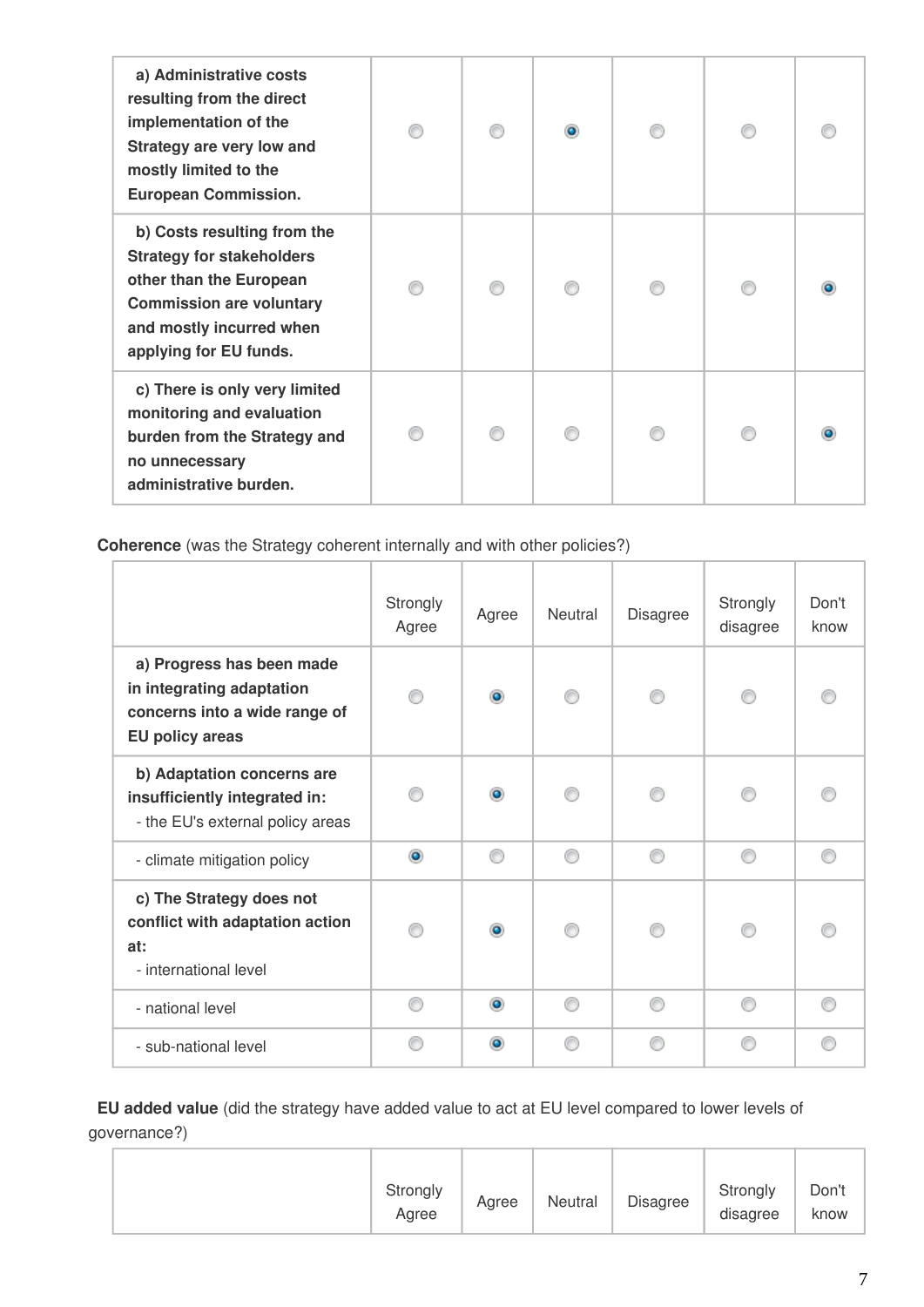| | Strongly Agree | Agree | Neutral | Disagree | Strongly disagree | Don't know |
|---|---|---|---|---|---|---|
| **a) Administrative costs resulting from the direct implementation of the Strategy are very low and mostly limited to the European Commission.** | ○ | ○ | ● | ○ | ○ | ○ |
| **b) Costs resulting from the Strategy for stakeholders other than the European Commission are voluntary and mostly incurred when applying for EU funds.** | ○ | ○ | ○ | ○ | ○ | ● |
| **c) There is only very limited monitoring and evaluation burden from the Strategy and no unnecessary administrative burden.** | ○ | ○ | ○ | ○ | ○ | ● |

**Coherence** (was the Strategy coherent internally and with other policies?)

| | Strongly Agree | Agree | Neutral | Disagree | Strongly disagree | Don't know |
|---|---|---|---|---|---|---|
| **a) Progress has been made in integrating adaptation concerns into a wide range of EU policy areas** | ○ | ● | ○ | ○ | ○ | ○ |
| **b) Adaptation concerns are insufficiently integrated in:** - the EU's external policy areas | ○ | ● | ○ | ○ | ○ | ○ |
| - climate mitigation policy | ● | ○ | ○ | ○ | ○ | ○ |
| **c) The Strategy does not conflict with adaptation action at:** - international level | ○ | ● | ○ | ○ | ○ | ○ |
| - national level | ○ | ● | ○ | ○ | ○ | ○ |
| - sub-national level | ○ | ● | ○ | ○ | ○ | ○ |

**EU added value** (did the strategy have added value to act at EU level compared to lower levels of governance?)

| | Strongly Agree | Agree | Neutral | Disagree | Strongly disagree | Don't know |
|---|---|---|---|---|---|---|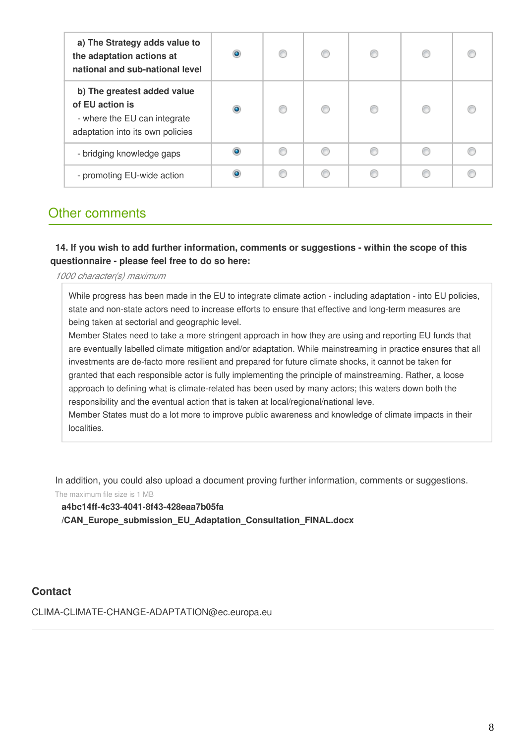| | | | | | | |
|---|---|---|---|---|---|---|
| **a) The Strategy adds value to the adaptation actions at national and sub-national level** | ◉ | ○ | ○ | ○ | ○ | ○ |
| **b) The greatest added value of EU action is** - where the EU can integrate adaptation into its own policies | ◉ | ○ | ○ | ○ | ○ | ○ |
| - bridging knowledge gaps | ◉ | ○ | ○ | ○ | ○ | ○ |
| - promoting EU-wide action | ◉ | ○ | ○ | ○ | ○ | ○ |

## Other comments

**14. If you wish to add further information, comments or suggestions - within the scope of this questionnaire - please feel free to do so here:**

*1000 character(s) maximum*

While progress has been made in the EU to integrate climate action - including adaptation - into EU policies, state and non-state actors need to increase efforts to ensure that effective and long-term measures are being taken at sectorial and geographic level.
Member States need to take a more stringent approach in how they are using and reporting EU funds that are eventually labelled climate mitigation and/or adaptation. While mainstreaming in practice ensures that all investments are de-facto more resilient and prepared for future climate shocks, it cannot be taken for granted that each responsible actor is fully implementing the principle of mainstreaming. Rather, a loose approach to defining what is climate-related has been used by many actors; this waters down both the responsibility and the eventual action that is taken at local/regional/national leve.
Member States must do a lot more to improve public awareness and knowledge of climate impacts in their localities.

In addition, you could also upload a document proving further information, comments or suggestions.

The maximum file size is 1 MB

**a4bc14ff-4c33-4041-8f43-428eaa7b05fa**
**/CAN_Europe_submission_EU_Adaptation_Consultation_FINAL.docx**

### Contact

CLIMA-CLIMATE-CHANGE-ADAPTATION@ec.europa.eu